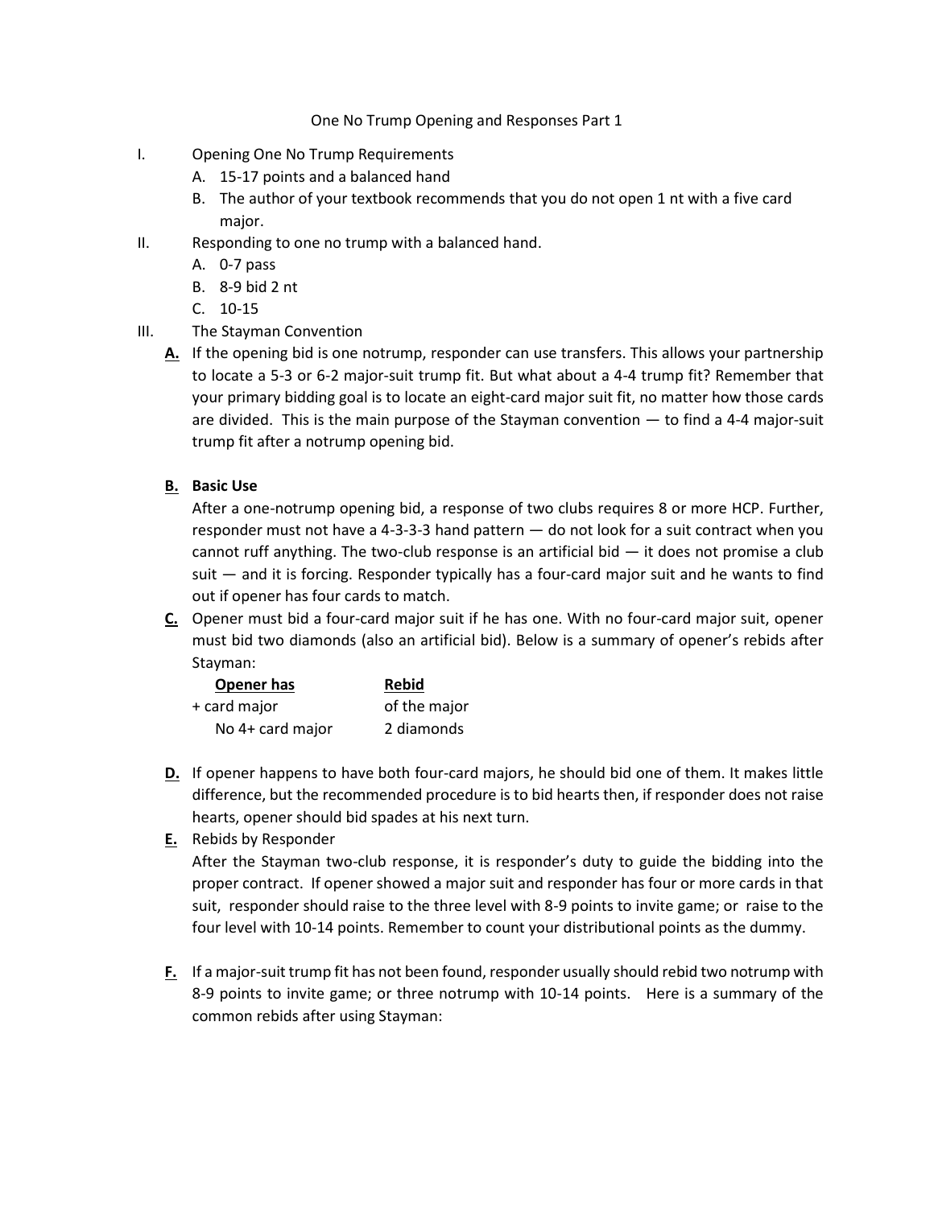# One No Trump Opening and Responses Part 1

I. Opening One No Trump Requirements
   A. 15-17 points and a balanced hand
   B. The author of your textbook recommends that you do not open 1 nt with a five card major.

II. Responding to one no trump with a balanced hand.
   A. 0-7 pass
   B. 8-9 bid 2 nt
   C. 10-15

III. The Stayman Convention

   **A.** If the opening bid is one notrump, responder can use transfers. This allows your partnership to locate a 5-3 or 6-2 major-suit trump fit. But what about a 4-4 trump fit? Remember that your primary bidding goal is to locate an eight-card major suit fit, no matter how those cards are divided. This is the main purpose of the Stayman convention — to find a 4-4 major-suit trump fit after a notrump opening bid.

   **B. Basic Use**

   After a one-notrump opening bid, a response of two clubs requires 8 or more HCP. Further, responder must not have a 4-3-3-3 hand pattern — do not look for a suit contract when you cannot ruff anything. The two-club response is an artificial bid — it does not promise a club suit — and it is forcing. Responder typically has a four-card major suit and he wants to find out if opener has four cards to match.

   **C.** Opener must bid a four-card major suit if he has one. With no four-card major suit, opener must bid two diamonds (also an artificial bid). Below is a summary of opener's rebids after Stayman:

| Opener has | Rebid |
|---|---|
| + card major | of the major |
| No 4+ card major | 2 diamonds |

   **D.** If opener happens to have both four-card majors, he should bid one of them. It makes little difference, but the recommended procedure is to bid hearts then, if responder does not raise hearts, opener should bid spades at his next turn.

   **E.** Rebids by Responder

   After the Stayman two-club response, it is responder's duty to guide the bidding into the proper contract. If opener showed a major suit and responder has four or more cards in that suit, responder should raise to the three level with 8-9 points to invite game; or raise to the four level with 10-14 points. Remember to count your distributional points as the dummy.

   **F.** If a major-suit trump fit has not been found, responder usually should rebid two notrump with 8-9 points to invite game; or three notrump with 10-14 points. Here is a summary of the common rebids after using Stayman: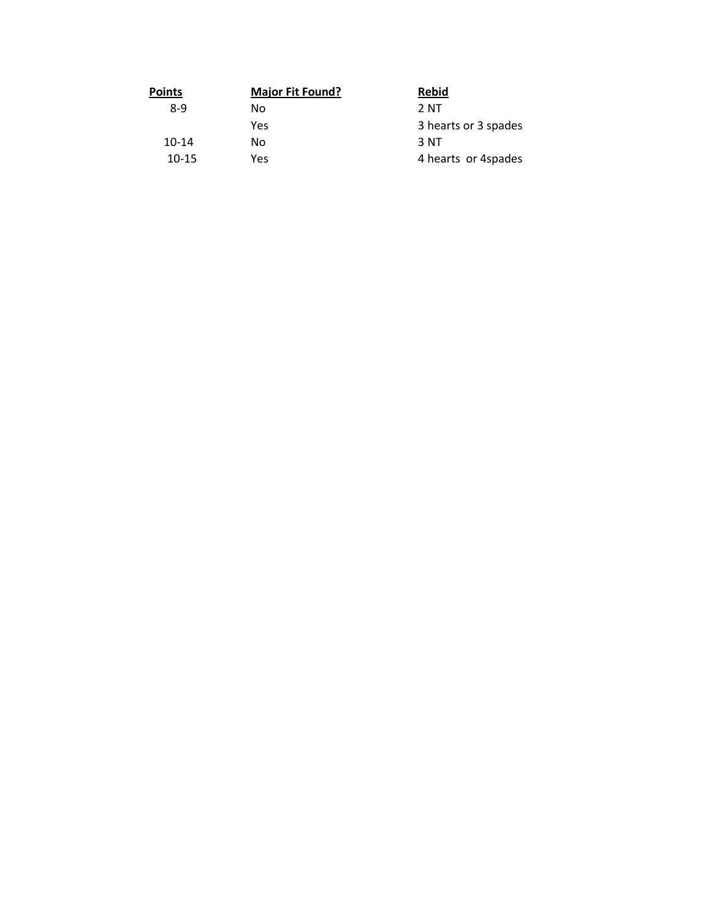| Points | Major Fit Found? | Rebid |
| --- | --- | --- |
| 8-9 | No | 2 NT |
| | Yes | 3 hearts or 3 spades |
| 10-14 | No | 3 NT |
| 10-15 | Yes | 4 hearts or 4spades |